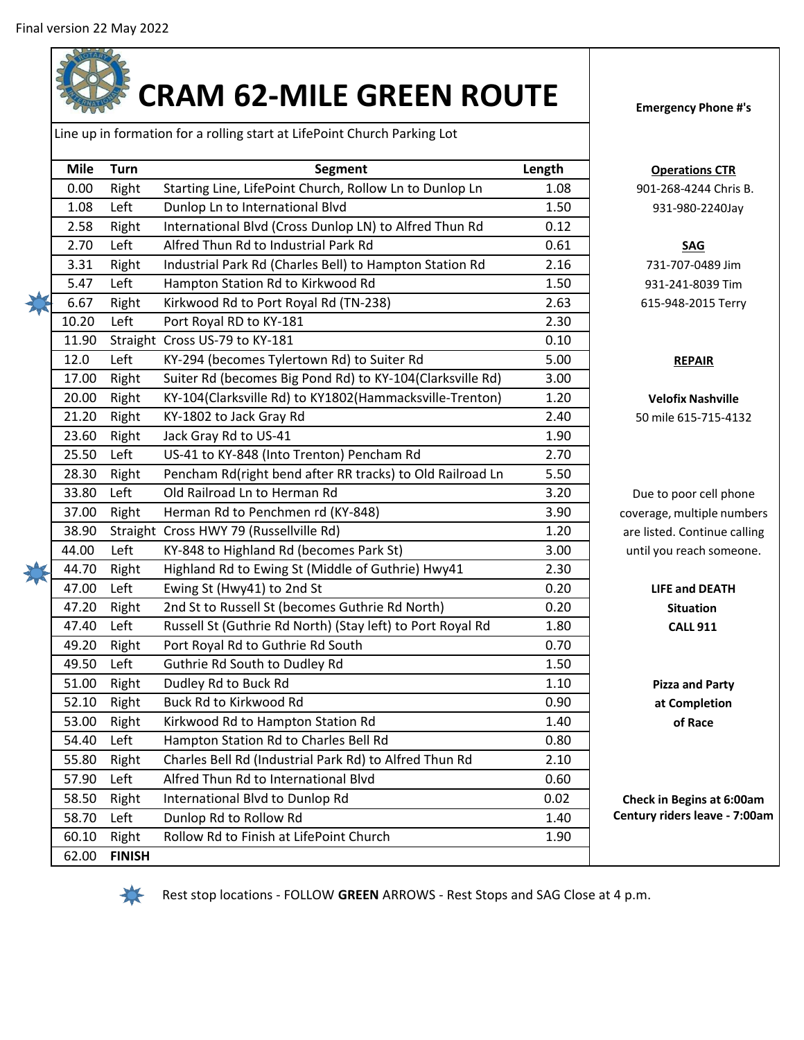Final version 22 May 2022

# CRAM 62-MILE GREEN ROUTE

Line up in formation for a rolling start at LifePoint Church Parking Lot

| Mile | Turn | Segment | Length |
|---|---|---|---|
| 0.00 | Right | Starting Line, LifePoint Church, Rollow Ln to Dunlop Ln | 1.08 |
| 1.08 | Left | Dunlop Ln to International Blvd | 1.50 |
| 2.58 | Right | International Blvd (Cross Dunlop LN) to Alfred Thun Rd | 0.12 |
| 2.70 | Left | Alfred Thun Rd to Industrial Park Rd | 0.61 |
| 3.31 | Right | Industrial Park Rd (Charles Bell) to Hampton Station Rd | 2.16 |
| 5.47 | Left | Hampton Station Rd to Kirkwood Rd | 1.50 |
| 6.67 | Right | Kirkwood Rd to Port Royal Rd (TN-238) | 2.63 |
| 10.20 | Left | Port Royal RD to KY-181 | 2.30 |
| 11.90 | Straight | Cross US-79 to KY-181 | 0.10 |
| 12.0 | Left | KY-294 (becomes Tylertown Rd) to Suiter Rd | 5.00 |
| 17.00 | Right | Suiter Rd (becomes Big Pond Rd) to KY-104(Clarksville Rd) | 3.00 |
| 20.00 | Right | KY-104(Clarksville Rd) to KY1802(Hammacksville-Trenton) | 1.20 |
| 21.20 | Right | KY-1802 to Jack Gray Rd | 2.40 |
| 23.60 | Right | Jack Gray Rd to US-41 | 1.90 |
| 25.50 | Left | US-41 to KY-848 (Into Trenton) Pencham Rd | 2.70 |
| 28.30 | Right | Pencham Rd(right bend after RR tracks) to Old Railroad Ln | 5.50 |
| 33.80 | Left | Old Railroad Ln to Herman Rd | 3.20 |
| 37.00 | Right | Herman Rd to Penchmen rd (KY-848) | 3.90 |
| 38.90 | Straight | Cross HWY 79 (Russellville Rd) | 1.20 |
| 44.00 | Left | KY-848 to Highland Rd (becomes Park St) | 3.00 |
| 44.70 | Right | Highland Rd to Ewing St (Middle of Guthrie) Hwy41 | 2.30 |
| 47.00 | Left | Ewing St (Hwy41) to 2nd St | 0.20 |
| 47.20 | Right | 2nd St to Russell St (becomes Guthrie Rd North) | 0.20 |
| 47.40 | Left | Russell St (Guthrie Rd North) (Stay left) to Port Royal Rd | 1.80 |
| 49.20 | Right | Port Royal Rd to Guthrie Rd South | 0.70 |
| 49.50 | Left | Guthrie Rd South to Dudley Rd | 1.50 |
| 51.00 | Right | Dudley Rd to Buck Rd | 1.10 |
| 52.10 | Right | Buck Rd to Kirkwood Rd | 0.90 |
| 53.00 | Right | Kirkwood Rd to Hampton Station Rd | 1.40 |
| 54.40 | Left | Hampton Station Rd to Charles Bell Rd | 0.80 |
| 55.80 | Right | Charles Bell Rd (Industrial Park Rd) to Alfred Thun Rd | 2.10 |
| 57.90 | Left | Alfred Thun Rd to International Blvd | 0.60 |
| 58.50 | Right | International Blvd to Dunlop Rd | 0.02 |
| 58.70 | Left | Dunlop Rd to Rollow Rd | 1.40 |
| 60.10 | Right | Rollow Rd to Finish at LifePoint Church | 1.90 |
| 62.00 | **FINISH** | | |

**Emergency Phone #'s**

**Operations CTR**
901-268-4244 Chris B.
931-980-2240Jay

**SAG**
731-707-0489 Jim
931-241-8039 Tim
615-948-2015 Terry

**REPAIR**

**Velofix Nashville**
50 mile 615-715-4132

Due to poor cell phone coverage, multiple numbers are listed. Continue calling until you reach someone.

**LIFE and DEATH Situation CALL 911**

**Pizza and Party at Completion of Race**

**Check in Begins at 6:00am**
**Century riders leave - 7:00am**

Rest stop locations (marked at miles 6.67 and 44.70) - FOLLOW **GREEN** ARROWS - Rest Stops and SAG Close at 4 p.m.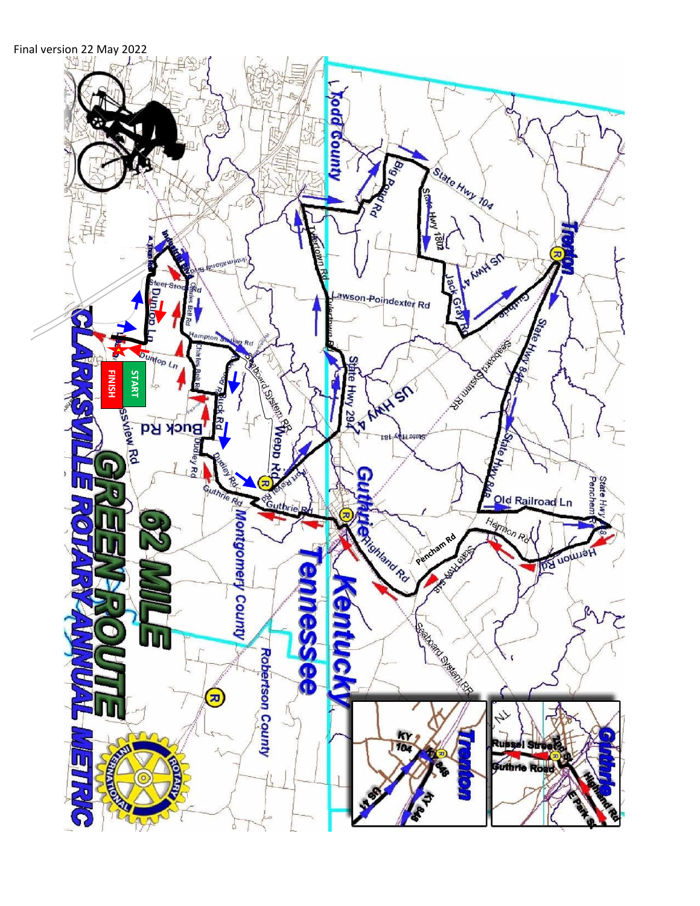Final version 22 May 2022

62 MILE

GREEN ROUTE

CLARKSVILLE ROTARY ANNUAL METRIC

START

FINISH

Trenton

Guthrie

Kentucky

Tennessee

Todd County

Montgomery County

Robertson County

State Hwy 104

Big Pond Rd

State Hwy 1802

US Hwy 41

Jack Gray Rd

Guthrie

State Hwy 848

Old Railroad Ln

State Hwy 181

Pencham Rd

Hermon Rd

Highland Rd

Lawson-Poindexter Rd

State Hwy 294

US Hwy 41

Guthrie Rd

Webb Rd

Buck Rd

Dudley Rd

Charles Bell Rd

Hampton Station Rd

Seaboard System RR

Steel Stock Rd

Dunlop Ln

Industrial Blvd

KY 104

KY 848

US 41

Russel Street

Guthrie Road

E Park St